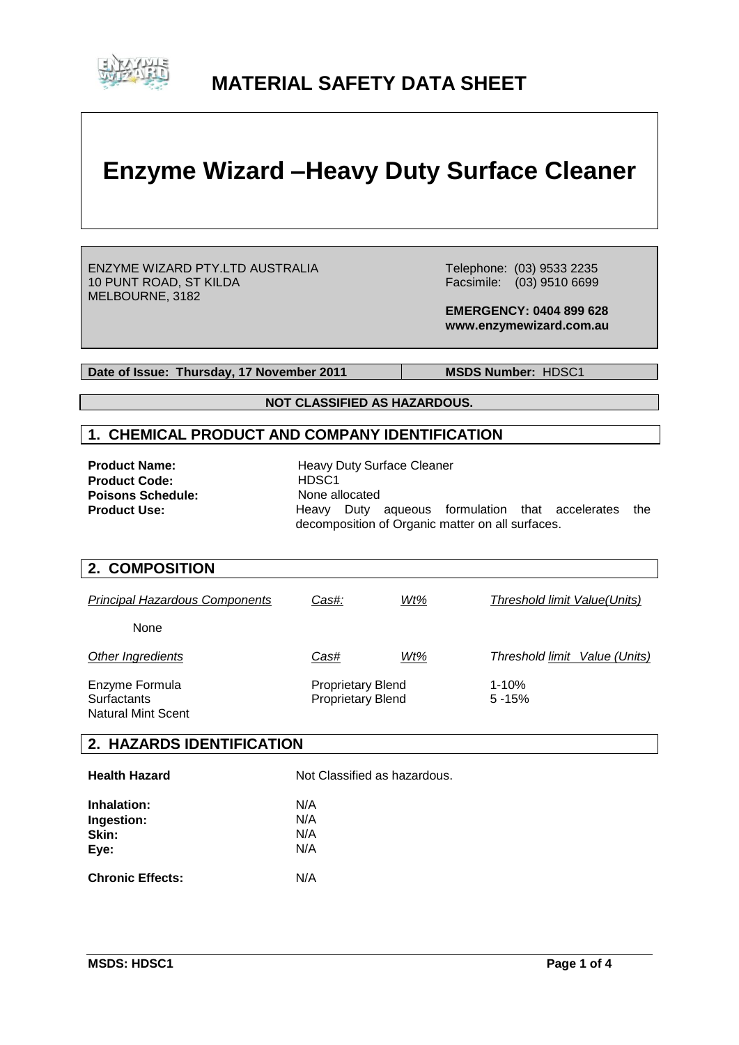# MATERIAL SAFETY DATA SHEET

# Enzyme Wizard –Heavy Duty Surface Cleaner

ENZYME WIZARD PTY.LTD AUSTRALIA
10 PUNT ROAD, ST KILDA
MELBOURNE, 3182

Telephone: (03) 9533 2235
Facsimile: (03) 9510 6699

**EMERGENCY: 0404 899 628**
**www.enzymewizard.com.au**

**Date of Issue: Thursday, 17 November 2011** | **MSDS Number:** HDSC1

**NOT CLASSIFIED AS HAZARDOUS.**

## 1. CHEMICAL PRODUCT AND COMPANY IDENTIFICATION

**Product Name:** Heavy Duty Surface Cleaner
**Product Code:** HDSC1
**Poisons Schedule:** None allocated
**Product Use:** Heavy Duty aqueous formulation that accelerates the decomposition of Organic matter on all surfaces.

## 2. COMPOSITION

| *Principal Hazardous Components* | *Cas#:* | *Wt%* | *Threshold limit Value(Units)* |
|---|---|---|---|
| None | | | |

| *Other Ingredients* | *Cas#* | *Wt%* | *Threshold limit Value (Units)* |
|---|---|---|---|
| Enzyme Formula | Proprietary Blend | | 1-10% |
| Surfactants | Proprietary Blend | | 5 -15% |
| Natural Mint Scent | | | |

## 2. HAZARDS IDENTIFICATION

**Health Hazard** Not Classified as hazardous.

**Inhalation:** N/A
**Ingestion:** N/A
**Skin:** N/A
**Eye:** N/A

**Chronic Effects:** N/A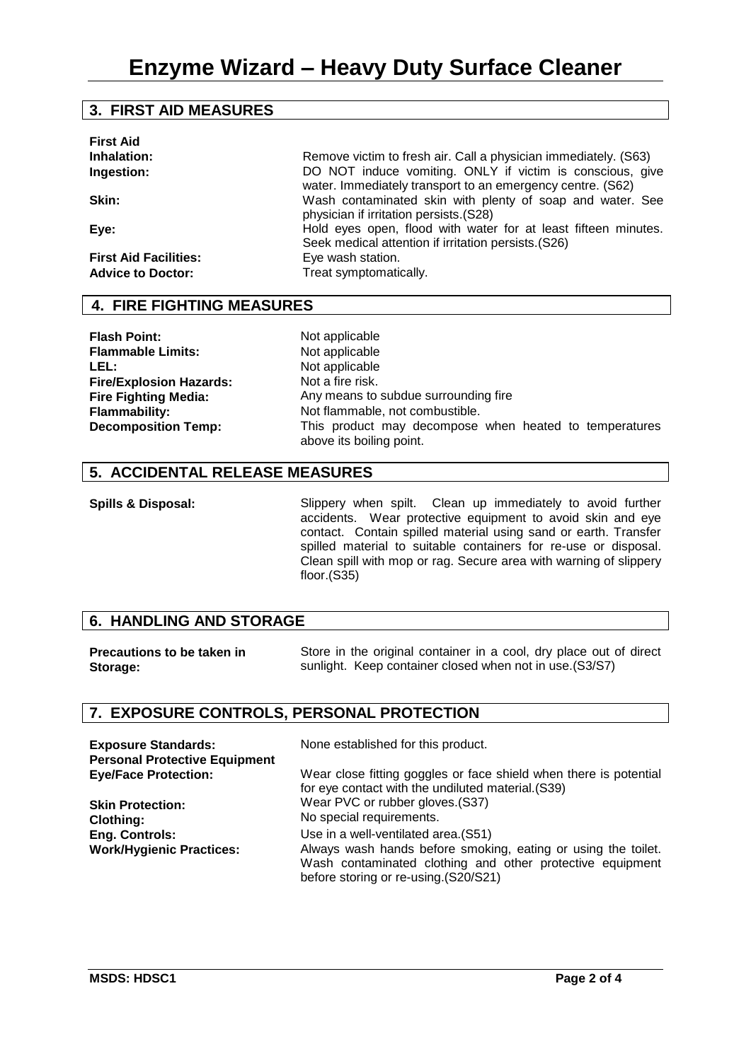# Enzyme Wizard – Heavy Duty Surface Cleaner

## 3. FIRST AID MEASURES

**First Aid**

| | |
|---|---|
| **Inhalation:** | Remove victim to fresh air. Call a physician immediately. (S63) |
| **Ingestion:** | DO NOT induce vomiting. ONLY if victim is conscious, give water. Immediately transport to an emergency centre. (S62) |
| **Skin:** | Wash contaminated skin with plenty of soap and water. See physician if irritation persists.(S28) |
| **Eye:** | Hold eyes open, flood with water for at least fifteen minutes. Seek medical attention if irritation persists.(S26) |
| **First Aid Facilities:** | Eye wash station. |
| **Advice to Doctor:** | Treat symptomatically. |

## 4. FIRE FIGHTING MEASURES

| | |
|---|---|
| **Flash Point:** | Not applicable |
| **Flammable Limits:** | Not applicable |
| **LEL:** | Not applicable |
| **Fire/Explosion Hazards:** | Not a fire risk. |
| **Fire Fighting Media:** | Any means to subdue surrounding fire |
| **Flammability:** | Not flammable, not combustible. |
| **Decomposition Temp:** | This product may decompose when heated to temperatures above its boiling point. |

## 5. ACCIDENTAL RELEASE MEASURES

**Spills & Disposal:** Slippery when spilt. Clean up immediately to avoid further accidents. Wear protective equipment to avoid skin and eye contact. Contain spilled material using sand or earth. Transfer spilled material to suitable containers for re-use or disposal. Clean spill with mop or rag. Secure area with warning of slippery floor.(S35)

## 6. HANDLING AND STORAGE

**Precautions to be taken in Storage:** Store in the original container in a cool, dry place out of direct sunlight. Keep container closed when not in use.(S3/S7)

## 7. EXPOSURE CONTROLS, PERSONAL PROTECTION

| | |
|---|---|
| **Exposure Standards:** | None established for this product. |
| **Personal Protective Equipment** | |
| **Eye/Face Protection:** | Wear close fitting goggles or face shield when there is potential for eye contact with the undiluted material.(S39) |
| **Skin Protection:** | Wear PVC or rubber gloves.(S37) |
| **Clothing:** | No special requirements. |
| **Eng. Controls:** | Use in a well-ventilated area.(S51) |
| **Work/Hygienic Practices:** | Always wash hands before smoking, eating or using the toilet. Wash contaminated clothing and other protective equipment before storing or re-using.(S20/S21) |

**MSDS: HDSC1**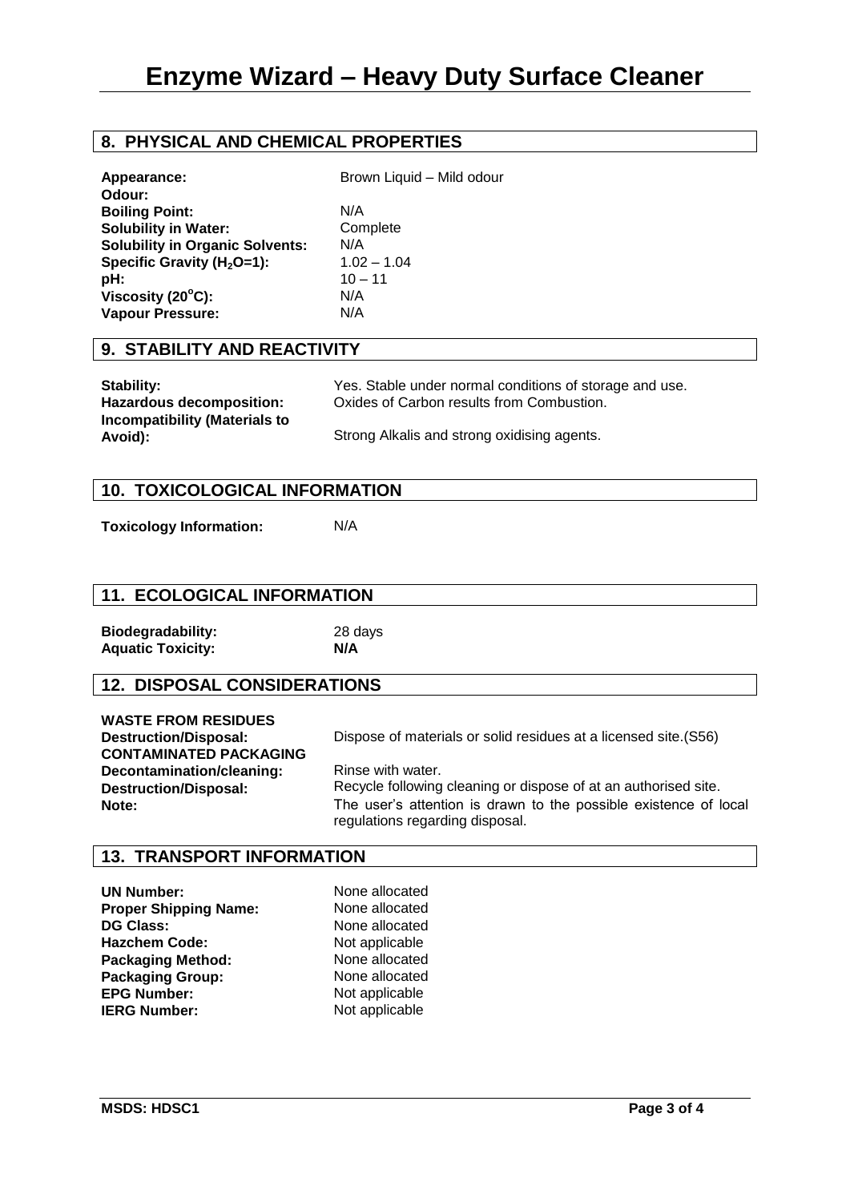# Enzyme Wizard – Heavy Duty Surface Cleaner

## 8. PHYSICAL AND CHEMICAL PROPERTIES

| | |
|---|---|
| **Appearance:** **Odour:** | Brown Liquid – Mild odour |
| **Boiling Point:** | N/A |
| **Solubility in Water:** | Complete |
| **Solubility in Organic Solvents:** | N/A |
| **Specific Gravity ($H_2O$=1):** | 1.02 – 1.04 |
| **pH:** | 10 – 11 |
| **Viscosity (20$^{o}$C):** | N/A |
| **Vapour Pressure:** | N/A |

## 9. STABILITY AND REACTIVITY

| | |
|---|---|
| **Stability:** | Yes. Stable under normal conditions of storage and use. |
| **Hazardous decomposition:** | Oxides of Carbon results from Combustion. |
| **Incompatibility (Materials to Avoid):** | Strong Alkalis and strong oxidising agents. |

## 10. TOXICOLOGICAL INFORMATION

**Toxicology Information:** N/A

## 11. ECOLOGICAL INFORMATION

| | |
|---|---|
| **Biodegradability:** | 28 days |
| **Aquatic Toxicity:** | **N/A** |

## 12. DISPOSAL CONSIDERATIONS

**WASTE FROM RESIDUES**

**Destruction/Disposal:** Dispose of materials or solid residues at a licensed site.(S56)

**CONTAMINATED PACKAGING**

**Decontamination/cleaning:** Rinse with water.

**Destruction/Disposal:** Recycle following cleaning or dispose of at an authorised site.

**Note:** The user's attention is drawn to the possible existence of local regulations regarding disposal.

## 13. TRANSPORT INFORMATION

| | |
|---|---|
| **UN Number:** | None allocated |
| **Proper Shipping Name:** | None allocated |
| **DG Class:** | None allocated |
| **Hazchem Code:** | Not applicable |
| **Packaging Method:** | None allocated |
| **Packaging Group:** | None allocated |
| **EPG Number:** | Not applicable |
| **IERG Number:** | Not applicable |

**MSDS: HDSC1**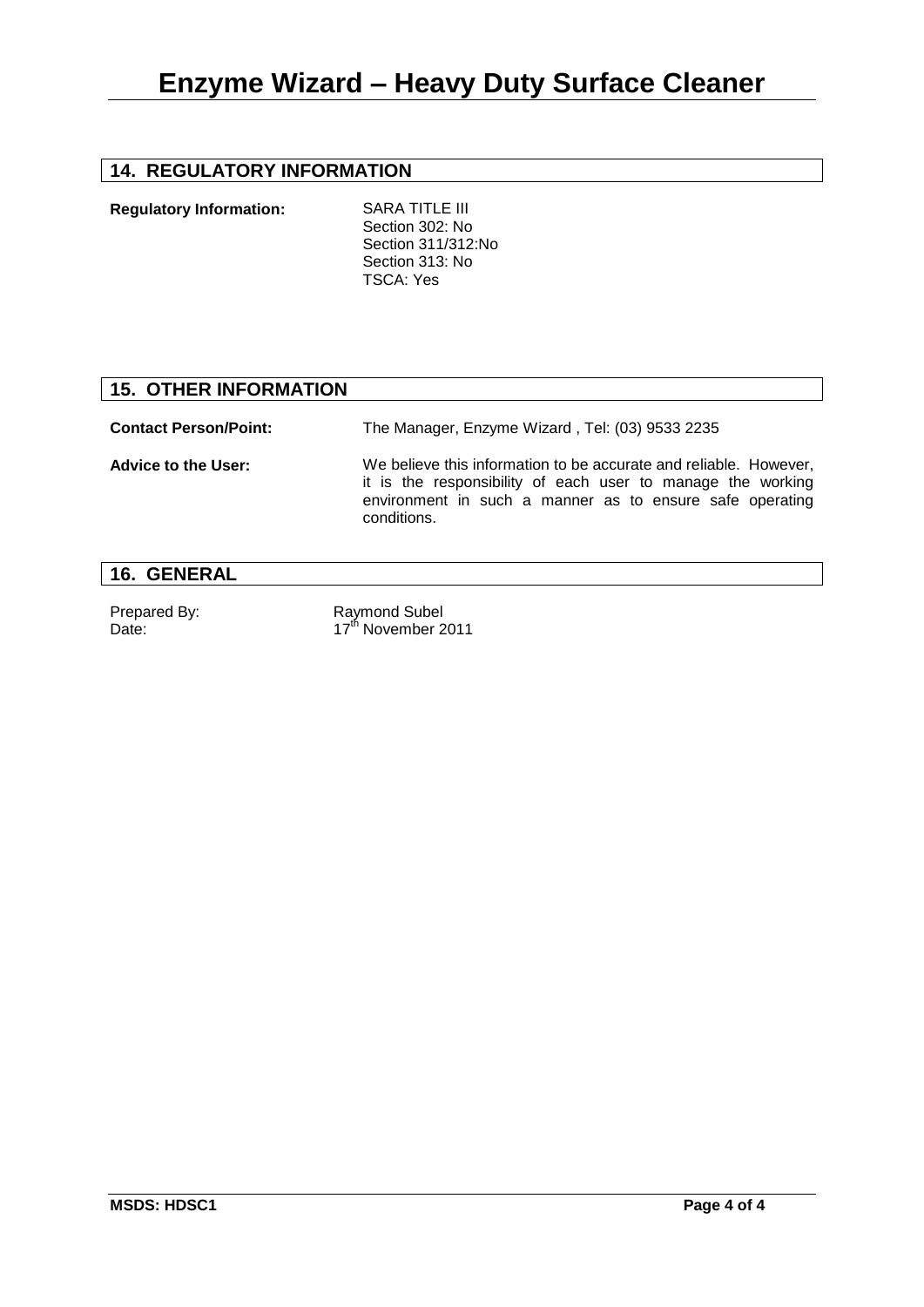## 14. REGULATORY INFORMATION

**Regulatory Information:**

SARA TITLE III
Section 302: No
Section 311/312:No
Section 313: No
TSCA: Yes

## 15. OTHER INFORMATION

**Contact Person/Point:** The Manager, Enzyme Wizard , Tel: (03) 9533 2235

**Advice to the User:** We believe this information to be accurate and reliable. However, it is the responsibility of each user to manage the working environment in such a manner as to ensure safe operating conditions.

## 16. GENERAL

Prepared By: Raymond Subel
Date: 17th November 2011